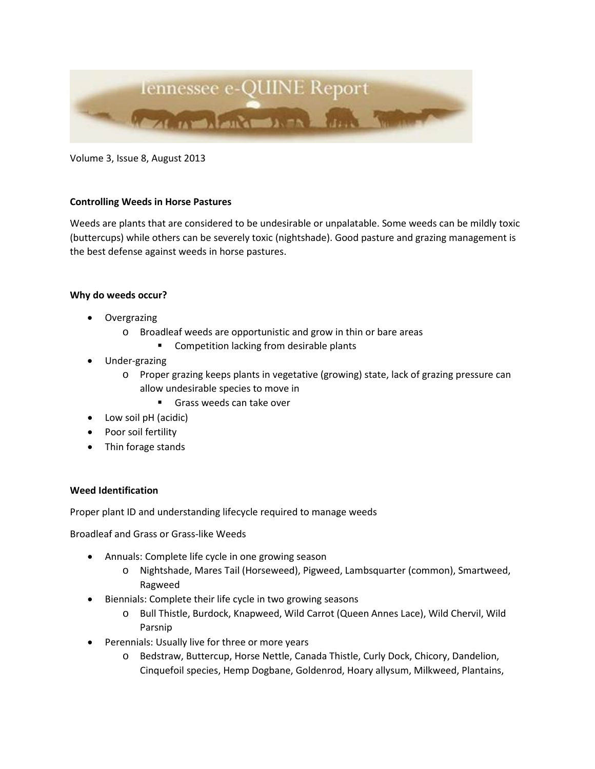Tennessee e-QUINE Report

Volume 3, Issue 8, August 2013

**Controlling Weeds in Horse Pastures**

Weeds are plants that are considered to be undesirable or unpalatable. Some weeds can be mildly toxic (buttercups) while others can be severely toxic (nightshade). Good pasture and grazing management is the best defense against weeds in horse pastures.

**Why do weeds occur?**

- Overgrazing
  - Broadleaf weeds are opportunistic and grow in thin or bare areas
    - Competition lacking from desirable plants
- Under-grazing
  - Proper grazing keeps plants in vegetative (growing) state, lack of grazing pressure can allow undesirable species to move in
    - Grass weeds can take over
- Low soil pH (acidic)
- Poor soil fertility
- Thin forage stands

**Weed Identification**

Proper plant ID and understanding lifecycle required to manage weeds

Broadleaf and Grass or Grass-like Weeds

- Annuals: Complete life cycle in one growing season
  - Nightshade, Mares Tail (Horseweed), Pigweed, Lambsquarter (common), Smartweed, Ragweed
- Biennials: Complete their life cycle in two growing seasons
  - Bull Thistle, Burdock, Knapweed, Wild Carrot (Queen Annes Lace), Wild Chervil, Wild Parsnip
- Perennials: Usually live for three or more years
  - Bedstraw, Buttercup, Horse Nettle, Canada Thistle, Curly Dock, Chicory, Dandelion, Cinquefoil species, Hemp Dogbane, Goldenrod, Hoary allysum, Milkweed, Plantains,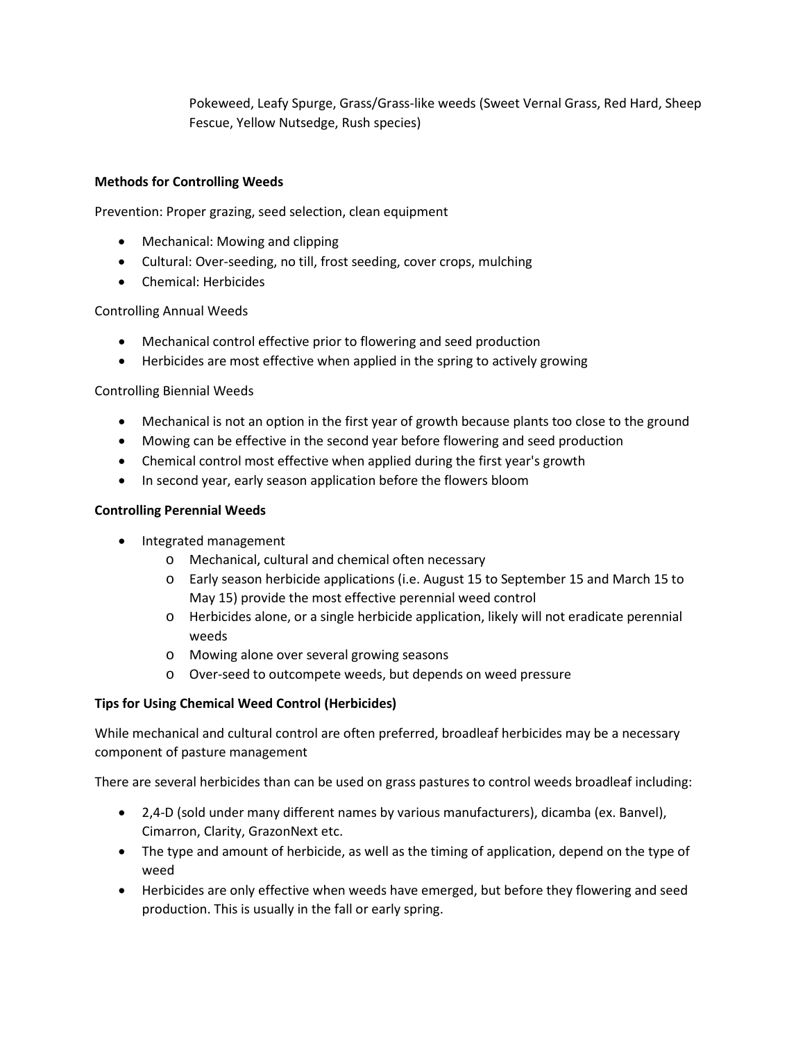Pokeweed, Leafy Spurge, Grass/Grass-like weeds (Sweet Vernal Grass, Red Hard, Sheep Fescue, Yellow Nutsedge, Rush species)

**Methods for Controlling Weeds**

Prevention: Proper grazing, seed selection, clean equipment

- Mechanical: Mowing and clipping
- Cultural: Over-seeding, no till, frost seeding, cover crops, mulching
- Chemical: Herbicides

Controlling Annual Weeds

- Mechanical control effective prior to flowering and seed production
- Herbicides are most effective when applied in the spring to actively growing

Controlling Biennial Weeds

- Mechanical is not an option in the first year of growth because plants too close to the ground
- Mowing can be effective in the second year before flowering and seed production
- Chemical control most effective when applied during the first year's growth
- In second year, early season application before the flowers bloom

**Controlling Perennial Weeds**

- Integrated management
    - Mechanical, cultural and chemical often necessary
    - Early season herbicide applications (i.e. August 15 to September 15 and March 15 to May 15) provide the most effective perennial weed control
    - Herbicides alone, or a single herbicide application, likely will not eradicate perennial weeds
    - Mowing alone over several growing seasons
    - Over-seed to outcompete weeds, but depends on weed pressure

**Tips for Using Chemical Weed Control (Herbicides)**

While mechanical and cultural control are often preferred, broadleaf herbicides may be a necessary component of pasture management

There are several herbicides than can be used on grass pastures to control weeds broadleaf including:

- 2,4-D (sold under many different names by various manufacturers), dicamba (ex. Banvel), Cimarron, Clarity, GrazonNext etc.
- The type and amount of herbicide, as well as the timing of application, depend on the type of weed
- Herbicides are only effective when weeds have emerged, but before they flowering and seed production. This is usually in the fall or early spring.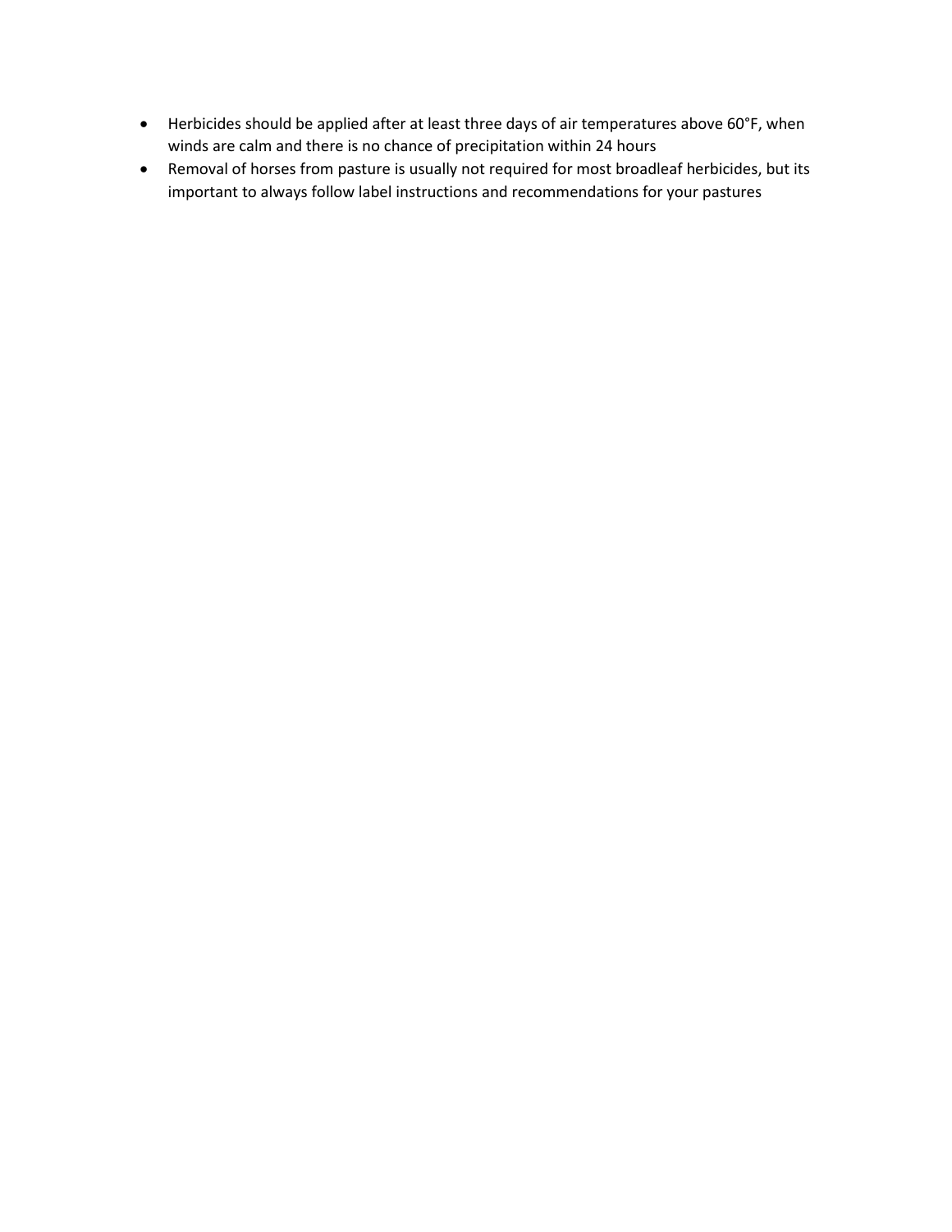- Herbicides should be applied after at least three days of air temperatures above 60°F, when winds are calm and there is no chance of precipitation within 24 hours
- Removal of horses from pasture is usually not required for most broadleaf herbicides, but its important to always follow label instructions and recommendations for your pastures